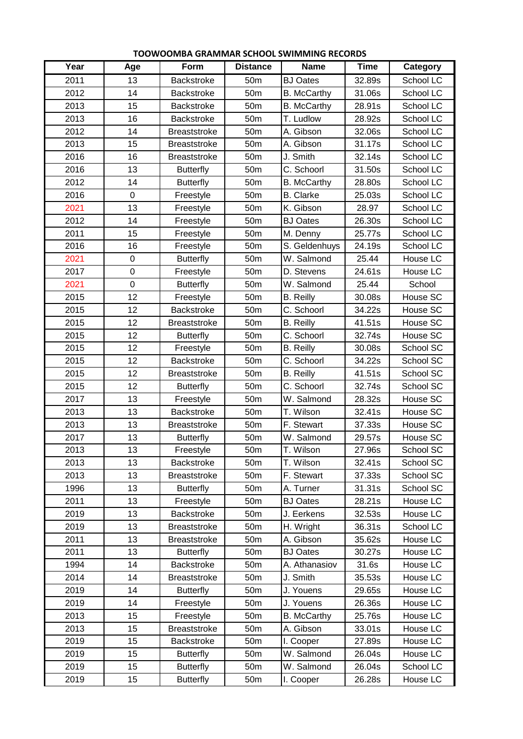**TOOWOOMBA GRAMMAR SCHOOL SWIMMING RECORDS**

| Year | Age | Form | Distance | Name | Time | Category |
|---|---|---|---|---|---|---|
| 2011 | 13 | Backstroke | 50m | BJ Oates | 32.89s | School LC |
| 2012 | 14 | Backstroke | 50m | B. McCarthy | 31.06s | School LC |
| 2013 | 15 | Backstroke | 50m | B. McCarthy | 28.91s | School LC |
| 2013 | 16 | Backstroke | 50m | T. Ludlow | 28.92s | School LC |
| 2012 | 14 | Breaststroke | 50m | A. Gibson | 32.06s | School LC |
| 2013 | 15 | Breaststroke | 50m | A. Gibson | 31.17s | School LC |
| 2016 | 16 | Breaststroke | 50m | J. Smith | 32.14s | School LC |
| 2016 | 13 | Butterfly | 50m | C. Schoorl | 31.50s | School LC |
| 2012 | 14 | Butterfly | 50m | B. McCarthy | 28.80s | School LC |
| 2016 | 0 | Freestyle | 50m | B. Clarke | 25.03s | School LC |
| 2021 | 13 | Freestyle | 50m | K. Gibson | 28.97 | School LC |
| 2012 | 14 | Freestyle | 50m | BJ Oates | 26.30s | School LC |
| 2011 | 15 | Freestyle | 50m | M. Denny | 25.77s | School LC |
| 2016 | 16 | Freestyle | 50m | S. Geldenhuys | 24.19s | School LC |
| 2021 | 0 | Butterfly | 50m | W. Salmond | 25.44 | House LC |
| 2017 | 0 | Freestyle | 50m | D. Stevens | 24.61s | House LC |
| 2021 | 0 | Butterfly | 50m | W. Salmond | 25.44 | School |
| 2015 | 12 | Freestyle | 50m | B. Reilly | 30.08s | House SC |
| 2015 | 12 | Backstroke | 50m | C. Schoorl | 34.22s | House SC |
| 2015 | 12 | Breaststroke | 50m | B. Reilly | 41.51s | House SC |
| 2015 | 12 | Butterfly | 50m | C. Schoorl | 32.74s | House SC |
| 2015 | 12 | Freestyle | 50m | B. Reilly | 30.08s | School SC |
| 2015 | 12 | Backstroke | 50m | C. Schoorl | 34.22s | School SC |
| 2015 | 12 | Breaststroke | 50m | B. Reilly | 41.51s | School SC |
| 2015 | 12 | Butterfly | 50m | C. Schoorl | 32.74s | School SC |
| 2017 | 13 | Freestyle | 50m | W. Salmond | 28.32s | House SC |
| 2013 | 13 | Backstroke | 50m | T. Wilson | 32.41s | House SC |
| 2013 | 13 | Breaststroke | 50m | F. Stewart | 37.33s | House SC |
| 2017 | 13 | Butterfly | 50m | W. Salmond | 29.57s | House SC |
| 2013 | 13 | Freestyle | 50m | T. Wilson | 27.96s | School SC |
| 2013 | 13 | Backstroke | 50m | T. Wilson | 32.41s | School SC |
| 2013 | 13 | Breaststroke | 50m | F. Stewart | 37.33s | School SC |
| 1996 | 13 | Butterfly | 50m | A. Turner | 31.31s | School SC |
| 2011 | 13 | Freestyle | 50m | BJ Oates | 28.21s | House LC |
| 2019 | 13 | Backstroke | 50m | J. Eerkens | 32.53s | House LC |
| 2019 | 13 | Breaststroke | 50m | H. Wright | 36.31s | School LC |
| 2011 | 13 | Breaststroke | 50m | A. Gibson | 35.62s | House LC |
| 2011 | 13 | Butterfly | 50m | BJ Oates | 30.27s | House LC |
| 1994 | 14 | Backstroke | 50m | A. Athanasiov | 31.6s | House LC |
| 2014 | 14 | Breaststroke | 50m | J. Smith | 35.53s | House LC |
| 2019 | 14 | Butterfly | 50m | J. Youens | 29.65s | House LC |
| 2019 | 14 | Freestyle | 50m | J. Youens | 26.36s | House LC |
| 2013 | 15 | Freestyle | 50m | B. McCarthy | 25.76s | House LC |
| 2013 | 15 | Breaststroke | 50m | A. Gibson | 33.01s | House LC |
| 2019 | 15 | Backstroke | 50m | I. Cooper | 27.89s | House LC |
| 2019 | 15 | Butterfly | 50m | W. Salmond | 26.04s | House LC |
| 2019 | 15 | Butterfly | 50m | W. Salmond | 26.04s | School LC |
| 2019 | 15 | Butterfly | 50m | I. Cooper | 26.28s | House LC |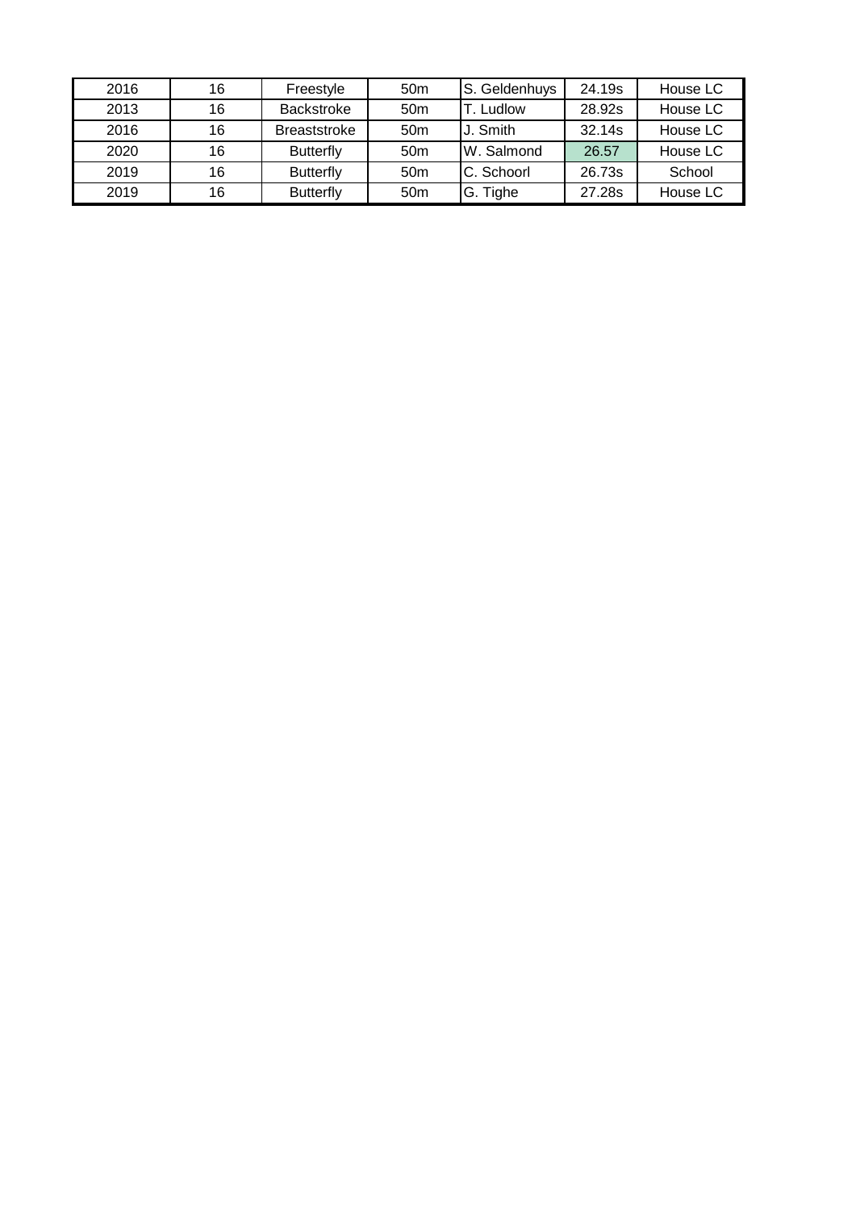| | | | | | | |
|---|---|---|---|---|---|---|
| 2016 | 16 | Freestyle | 50m | S. Geldenhuys | 24.19s | House LC |
| 2013 | 16 | Backstroke | 50m | T. Ludlow | 28.92s | House LC |
| 2016 | 16 | Breaststroke | 50m | J. Smith | 32.14s | House LC |
| 2020 | 16 | Butterfly | 50m | W. Salmond | 26.57 | House LC |
| 2019 | 16 | Butterfly | 50m | C. Schoorl | 26.73s | School |
| 2019 | 16 | Butterfly | 50m | G. Tighe | 27.28s | House LC |